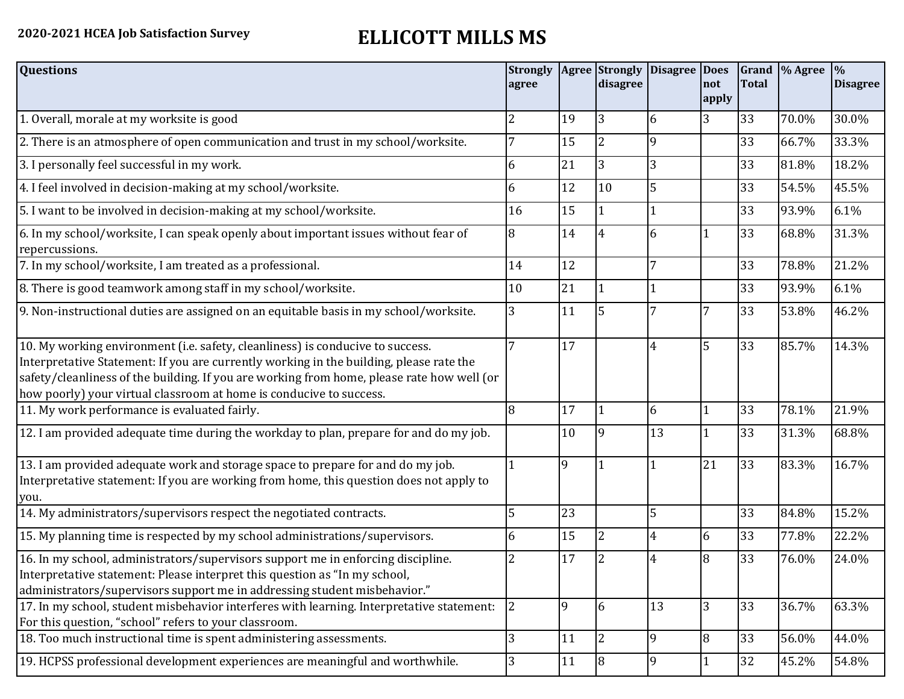**2020-2021 HCEA Job Satisfaction Survey**

# ELLICOTT MILLS MS

| Questions | Strongly agree | Agree | Strongly disagree | Disagree | Does not apply | Grand Total | % Agree | % Disagree |
|---|---|---|---|---|---|---|---|---|
| 1. Overall, morale at my worksite is good | 2 | 19 | 3 | 6 | 3 | 33 | 70.0% | 30.0% |
| 2. There is an atmosphere of open communication and trust in my school/worksite. | 7 | 15 | 2 | 9 | | 33 | 66.7% | 33.3% |
| 3. I personally feel successful in my work. | 6 | 21 | 3 | 3 | | 33 | 81.8% | 18.2% |
| 4. I feel involved in decision-making at my school/worksite. | 6 | 12 | 10 | 5 | | 33 | 54.5% | 45.5% |
| 5. I want to be involved in decision-making at my school/worksite. | 16 | 15 | 1 | 1 | | 33 | 93.9% | 6.1% |
| 6. In my school/worksite, I can speak openly about important issues without fear of repercussions. | 8 | 14 | 4 | 6 | 1 | 33 | 68.8% | 31.3% |
| 7. In my school/worksite, I am treated as a professional. | 14 | 12 | | 7 | | 33 | 78.8% | 21.2% |
| 8. There is good teamwork among staff in my school/worksite. | 10 | 21 | 1 | 1 | | 33 | 93.9% | 6.1% |
| 9. Non-instructional duties are assigned on an equitable basis in my school/worksite. | 3 | 11 | 5 | 7 | 7 | 33 | 53.8% | 46.2% |
| 10. My working environment (i.e. safety, cleanliness) is conducive to success. Interpretative Statement: If you are currently working in the building, please rate the safety/cleanliness of the building. If you are working from home, please rate how well (or how poorly) your virtual classroom at home is conducive to success. | 7 | 17 | | 4 | 5 | 33 | 85.7% | 14.3% |
| 11. My work performance is evaluated fairly. | 8 | 17 | 1 | 6 | 1 | 33 | 78.1% | 21.9% |
| 12. I am provided adequate time during the workday to plan, prepare for and do my job. | | 10 | 9 | 13 | 1 | 33 | 31.3% | 68.8% |
| 13. I am provided adequate work and storage space to prepare for and do my job. Interpretative statement: If you are working from home, this question does not apply to you. | 1 | 9 | 1 | 1 | 21 | 33 | 83.3% | 16.7% |
| 14. My administrators/supervisors respect the negotiated contracts. | 5 | 23 | | 5 | | 33 | 84.8% | 15.2% |
| 15. My planning time is respected by my school administrations/supervisors. | 6 | 15 | 2 | 4 | 6 | 33 | 77.8% | 22.2% |
| 16. In my school, administrators/supervisors support me in enforcing discipline. Interpretative statement: Please interpret this question as "In my school, administrators/supervisors support me in addressing student misbehavior." | 2 | 17 | 2 | 4 | 8 | 33 | 76.0% | 24.0% |
| 17. In my school, student misbehavior interferes with learning. Interpretative statement: For this question, "school" refers to your classroom. | 2 | 9 | 6 | 13 | 3 | 33 | 36.7% | 63.3% |
| 18. Too much instructional time is spent administering assessments. | 3 | 11 | 2 | 9 | 8 | 33 | 56.0% | 44.0% |
| 19. HCPSS professional development experiences are meaningful and worthwhile. | 3 | 11 | 8 | 9 | 1 | 32 | 45.2% | 54.8% |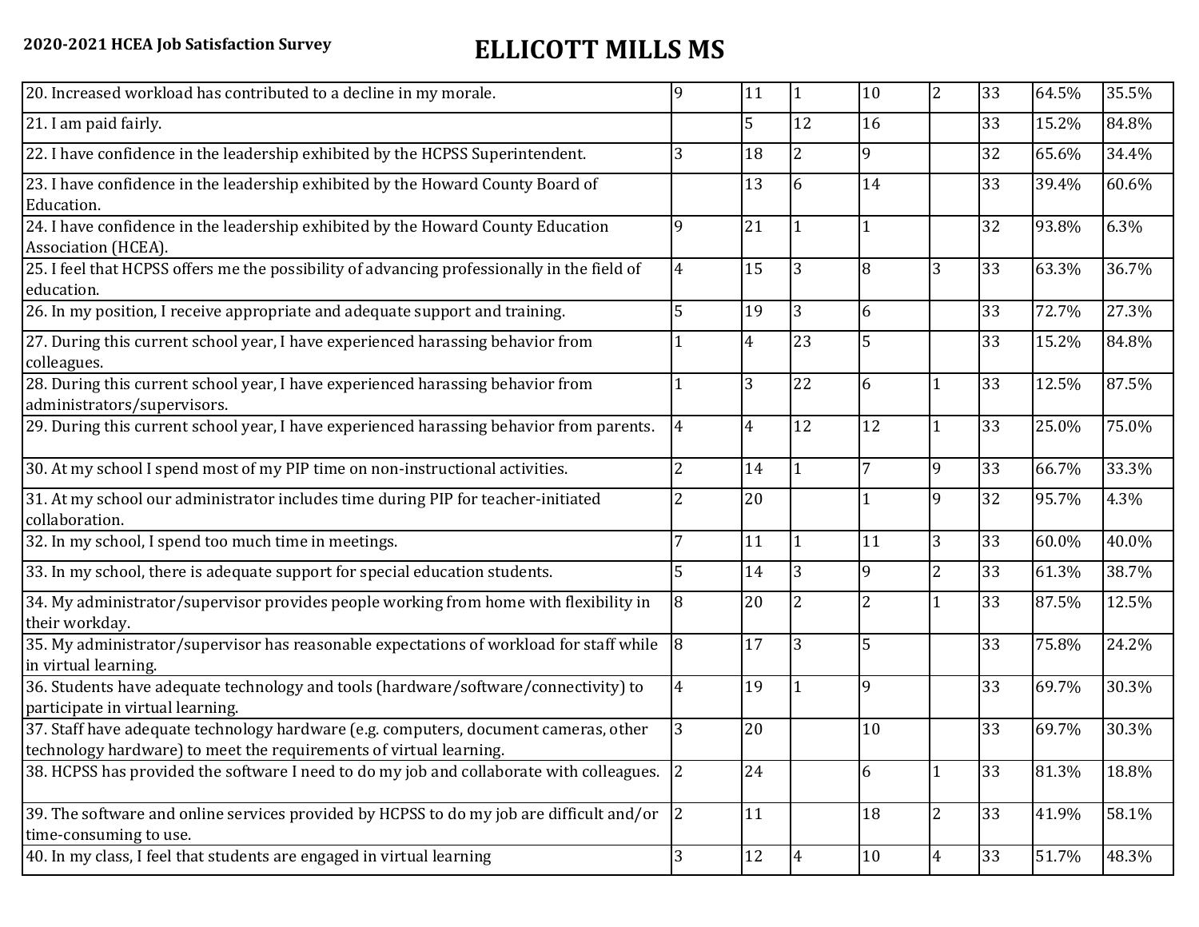**2020-2021 HCEA Job Satisfaction Survey**

# ELLICOTT MILLS MS

| | | | | | | | | |
|---|---|---|---|---|---|---|---|---|
| 20. Increased workload has contributed to a decline in my morale. | 9 | 11 | 1 | 10 | 2 | 33 | 64.5% | 35.5% |
| 21. I am paid fairly. | | 5 | 12 | 16 | | 33 | 15.2% | 84.8% |
| 22. I have confidence in the leadership exhibited by the HCPSS Superintendent. | 3 | 18 | 2 | 9 | | 32 | 65.6% | 34.4% |
| 23. I have confidence in the leadership exhibited by the Howard County Board of Education. | | 13 | 6 | 14 | | 33 | 39.4% | 60.6% |
| 24. I have confidence in the leadership exhibited by the Howard County Education Association (HCEA). | 9 | 21 | 1 | 1 | | 32 | 93.8% | 6.3% |
| 25. I feel that HCPSS offers me the possibility of advancing professionally in the field of education. | 4 | 15 | 3 | 8 | 3 | 33 | 63.3% | 36.7% |
| 26. In my position, I receive appropriate and adequate support and training. | 5 | 19 | 3 | 6 | | 33 | 72.7% | 27.3% |
| 27. During this current school year, I have experienced harassing behavior from colleagues. | 1 | 4 | 23 | 5 | | 33 | 15.2% | 84.8% |
| 28. During this current school year, I have experienced harassing behavior from administrators/supervisors. | 1 | 3 | 22 | 6 | 1 | 33 | 12.5% | 87.5% |
| 29. During this current school year, I have experienced harassing behavior from parents. | 4 | 4 | 12 | 12 | 1 | 33 | 25.0% | 75.0% |
| 30. At my school I spend most of my PIP time on non-instructional activities. | 2 | 14 | 1 | 7 | 9 | 33 | 66.7% | 33.3% |
| 31. At my school our administrator includes time during PIP for teacher-initiated collaboration. | 2 | 20 | | 1 | 9 | 32 | 95.7% | 4.3% |
| 32. In my school, I spend too much time in meetings. | 7 | 11 | 1 | 11 | 3 | 33 | 60.0% | 40.0% |
| 33. In my school, there is adequate support for special education students. | 5 | 14 | 3 | 9 | 2 | 33 | 61.3% | 38.7% |
| 34. My administrator/supervisor provides people working from home with flexibility in their workday. | 8 | 20 | 2 | 2 | 1 | 33 | 87.5% | 12.5% |
| 35. My administrator/supervisor has reasonable expectations of workload for staff while in virtual learning. | 8 | 17 | 3 | 5 | | 33 | 75.8% | 24.2% |
| 36. Students have adequate technology and tools (hardware/software/connectivity) to participate in virtual learning. | 4 | 19 | 1 | 9 | | 33 | 69.7% | 30.3% |
| 37. Staff have adequate technology hardware (e.g. computers, document cameras, other technology hardware) to meet the requirements of virtual learning. | 3 | 20 | | 10 | | 33 | 69.7% | 30.3% |
| 38. HCPSS has provided the software I need to do my job and collaborate with colleagues. | 2 | 24 | | 6 | 1 | 33 | 81.3% | 18.8% |
| 39. The software and online services provided by HCPSS to do my job are difficult and/or time-consuming to use. | 2 | 11 | | 18 | 2 | 33 | 41.9% | 58.1% |
| 40. In my class, I feel that students are engaged in virtual learning | 3 | 12 | 4 | 10 | 4 | 33 | 51.7% | 48.3% |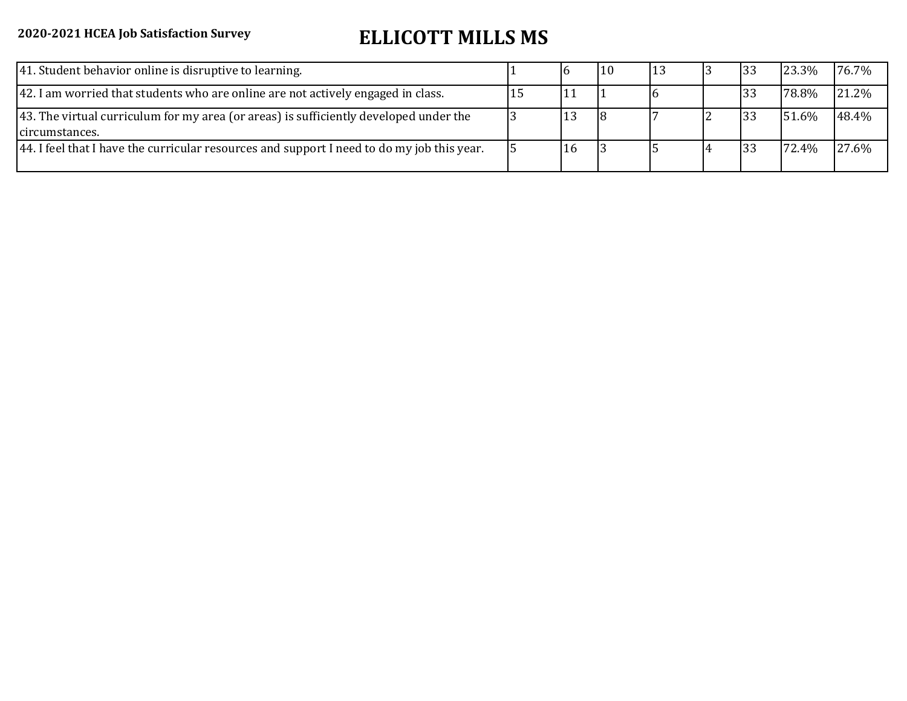**2020-2021 HCEA Job Satisfaction Survey**

# ELLICOTT MILLS MS

| | | | | | | | | |
|---|---|---|---|---|---|---|---|---|
| 41. Student behavior online is disruptive to learning. | 1 | 6 | 10 | 13 | 3 | 33 | 23.3% | 76.7% |
| 42. I am worried that students who are online are not actively engaged in class. | 15 | 11 | 1 | 6 | | 33 | 78.8% | 21.2% |
| 43. The virtual curriculum for my area (or areas) is sufficiently developed under the circumstances. | 3 | 13 | 8 | 7 | 2 | 33 | 51.6% | 48.4% |
| 44. I feel that I have the curricular resources and support I need to do my job this year. | 5 | 16 | 3 | 5 | 4 | 33 | 72.4% | 27.6% |